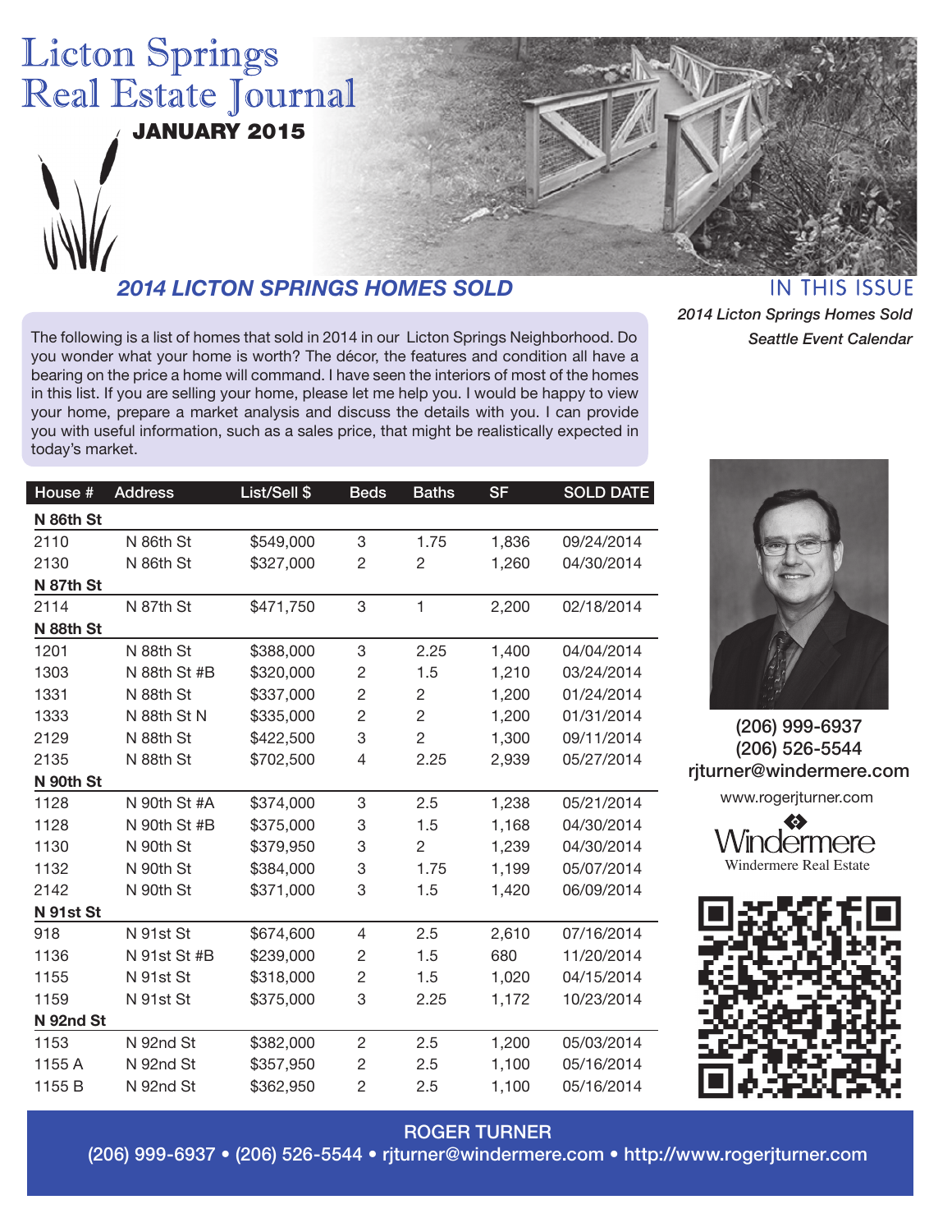# Licton Springs Real Estate Journal

**JANUARY 2015**

## *2014 LICTON SPRINGS HOMES SOLD*

IN THIS ISSUE

*2014 Licton Springs Homes Sold*

*Seattle Event Calendar*

The following is a list of homes that sold in 2014 in our Licton Springs Neighborhood. Do you wonder what your home is worth? The décor, the features and condition all have a bearing on the price a home will command. I have seen the interiors of most of the homes in this list. If you are selling your home, please let me help you. I would be happy to view your home, prepare a market analysis and discuss the details with you. I can provide you with useful information, such as a sales price, that might be realistically expected in today's market.

| House # | Address | List/Sell $ | Beds | Baths | SF | SOLD DATE |
|---|---|---|---|---|---|---|
| **N 86th St** | | | | | | |
| 2110 | N 86th St | $549,000 | 3 | 1.75 | 1,836 | 09/24/2014 |
| 2130 | N 86th St | $327,000 | 2 | 2 | 1,260 | 04/30/2014 |
| **N 87th St** | | | | | | |
| 2114 | N 87th St | $471,750 | 3 | 1 | 2,200 | 02/18/2014 |
| **N 88th St** | | | | | | |
| 1201 | N 88th St | $388,000 | 3 | 2.25 | 1,400 | 04/04/2014 |
| 1303 | N 88th St #B | $320,000 | 2 | 1.5 | 1,210 | 03/24/2014 |
| 1331 | N 88th St | $337,000 | 2 | 2 | 1,200 | 01/24/2014 |
| 1333 | N 88th St N | $335,000 | 2 | 2 | 1,200 | 01/31/2014 |
| 2129 | N 88th St | $422,500 | 3 | 2 | 1,300 | 09/11/2014 |
| 2135 | N 88th St | $702,500 | 4 | 2.25 | 2,939 | 05/27/2014 |
| **N 90th St** | | | | | | |
| 1128 | N 90th St #A | $374,000 | 3 | 2.5 | 1,238 | 05/21/2014 |
| 1128 | N 90th St #B | $375,000 | 3 | 1.5 | 1,168 | 04/30/2014 |
| 1130 | N 90th St | $379,950 | 3 | 2 | 1,239 | 04/30/2014 |
| 1132 | N 90th St | $384,000 | 3 | 1.75 | 1,199 | 05/07/2014 |
| 2142 | N 90th St | $371,000 | 3 | 1.5 | 1,420 | 06/09/2014 |
| **N 91st St** | | | | | | |
| 918 | N 91st St | $674,600 | 4 | 2.5 | 2,610 | 07/16/2014 |
| 1136 | N 91st St #B | $239,000 | 2 | 1.5 | 680 | 11/20/2014 |
| 1155 | N 91st St | $318,000 | 2 | 1.5 | 1,020 | 04/15/2014 |
| 1159 | N 91st St | $375,000 | 3 | 2.25 | 1,172 | 10/23/2014 |
| **N 92nd St** | | | | | | |
| 1153 | N 92nd St | $382,000 | 2 | 2.5 | 1,200 | 05/03/2014 |
| 1155 A | N 92nd St | $357,950 | 2 | 2.5 | 1,100 | 05/16/2014 |
| 1155 B | N 92nd St | $362,950 | 2 | 2.5 | 1,100 | 05/16/2014 |

(206) 999-6937
(206) 526-5544
rjturner@windermere.com

www.rogerjturner.com

Windermere Real Estate

**ROGER TURNER**

(206) 999-6937 • (206) 526-5544 • rjturner@windermere.com • http://www.rogerjturner.com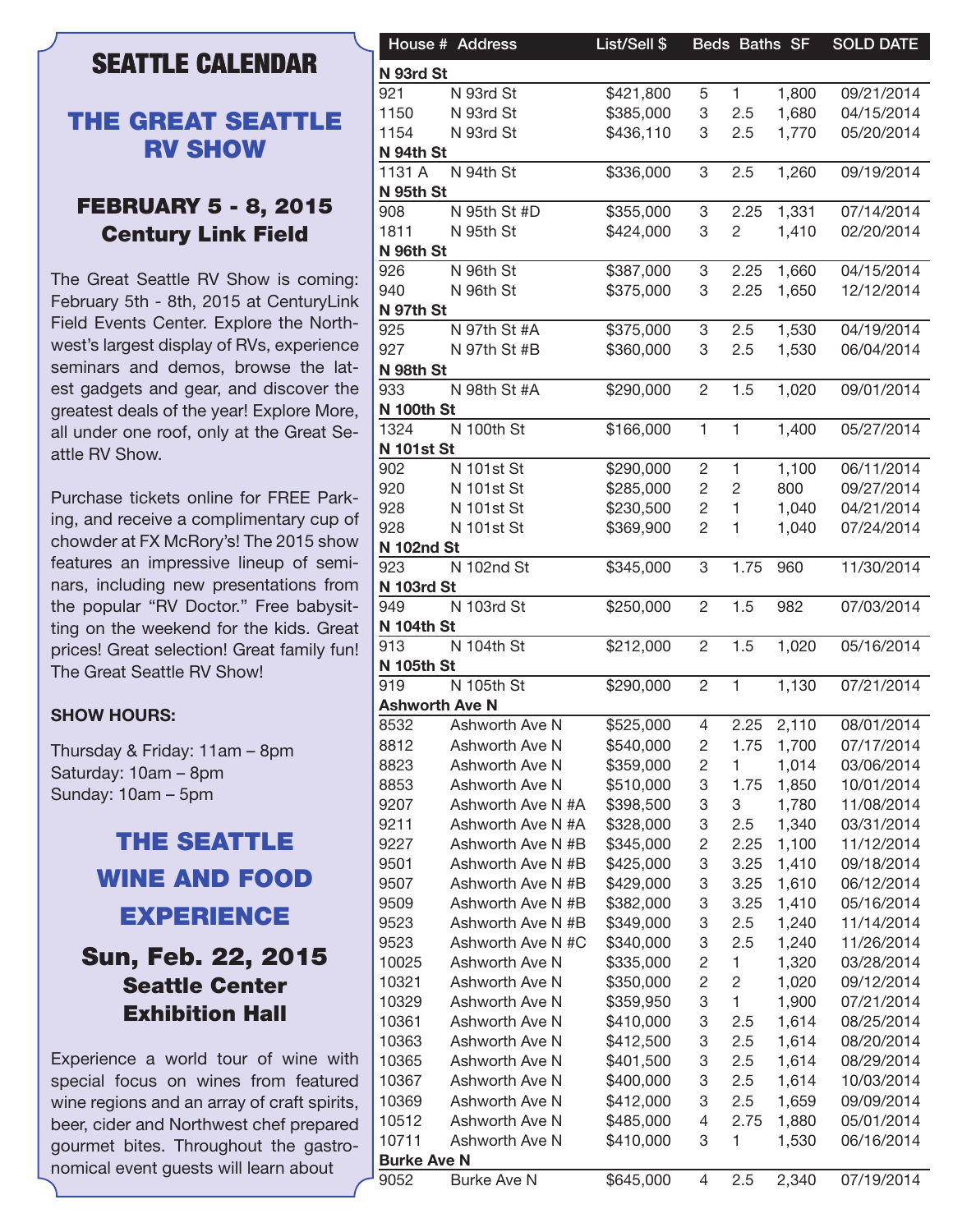# SEATTLE CALENDAR

## THE GREAT SEATTLE RV SHOW

### FEBRUARY 5 - 8, 2015
### Century Link Field

The Great Seattle RV Show is coming: February 5th - 8th, 2015 at CenturyLink Field Events Center. Explore the Northwest's largest display of RVs, experience seminars and demos, browse the latest gadgets and gear, and discover the greatest deals of the year! Explore More, all under one roof, only at the Great Seattle RV Show.

Purchase tickets online for FREE Parking, and receive a complimentary cup of chowder at FX McRory's! The 2015 show features an impressive lineup of seminars, including new presentations from the popular "RV Doctor." Free babysitting on the weekend for the kids. Great prices! Great selection! Great family fun! The Great Seattle RV Show!

**SHOW HOURS:**

Thursday & Friday: 11am – 8pm
Saturday: 10am – 8pm
Sunday: 10am – 5pm

## THE SEATTLE WINE AND FOOD EXPERIENCE

### Sun, Feb. 22, 2015
### Seattle Center Exhibition Hall

Experience a world tour of wine with special focus on wines from featured wine regions and an array of craft spirits, beer, cider and Northwest chef prepared gourmet bites. Throughout the gastronomical event guests will learn about

| House # | Address | List/Sell $ | Beds | Baths | SF | SOLD DATE |
|---|---|---|---|---|---|---|
| **N 93rd St** | | | | | | |
| 921 | N 93rd St | $421,800 | 5 | 1 | 1,800 | 09/21/2014 |
| 1150 | N 93rd St | $385,000 | 3 | 2.5 | 1,680 | 04/15/2014 |
| 1154 | N 93rd St | $436,110 | 3 | 2.5 | 1,770 | 05/20/2014 |
| **N 94th St** | | | | | | |
| 1131 A | N 94th St | $336,000 | 3 | 2.5 | 1,260 | 09/19/2014 |
| **N 95th St** | | | | | | |
| 908 | N 95th St #D | $355,000 | 3 | 2.25 | 1,331 | 07/14/2014 |
| 1811 | N 95th St | $424,000 | 3 | 2 | 1,410 | 02/20/2014 |
| **N 96th St** | | | | | | |
| 926 | N 96th St | $387,000 | 3 | 2.25 | 1,660 | 04/15/2014 |
| 940 | N 96th St | $375,000 | 3 | 2.25 | 1,650 | 12/12/2014 |
| **N 97th St** | | | | | | |
| 925 | N 97th St #A | $375,000 | 3 | 2.5 | 1,530 | 04/19/2014 |
| 927 | N 97th St #B | $360,000 | 3 | 2.5 | 1,530 | 06/04/2014 |
| **N 98th St** | | | | | | |
| 933 | N 98th St #A | $290,000 | 2 | 1.5 | 1,020 | 09/01/2014 |
| **N 100th St** | | | | | | |
| 1324 | N 100th St | $166,000 | 1 | 1 | 1,400 | 05/27/2014 |
| **N 101st St** | | | | | | |
| 902 | N 101st St | $290,000 | 2 | 1 | 1,100 | 06/11/2014 |
| 920 | N 101st St | $285,000 | 2 | 2 | 800 | 09/27/2014 |
| 928 | N 101st St | $230,500 | 2 | 1 | 1,040 | 04/21/2014 |
| 928 | N 101st St | $369,900 | 2 | 1 | 1,040 | 07/24/2014 |
| **N 102nd St** | | | | | | |
| 923 | N 102nd St | $345,000 | 3 | 1.75 | 960 | 11/30/2014 |
| **N 103rd St** | | | | | | |
| 949 | N 103rd St | $250,000 | 2 | 1.5 | 982 | 07/03/2014 |
| **N 104th St** | | | | | | |
| 913 | N 104th St | $212,000 | 2 | 1.5 | 1,020 | 05/16/2014 |
| **N 105th St** | | | | | | |
| 919 | N 105th St | $290,000 | 2 | 1 | 1,130 | 07/21/2014 |
| **Ashworth Ave N** | | | | | | |
| 8532 | Ashworth Ave N | $525,000 | 4 | 2.25 | 2,110 | 08/01/2014 |
| 8812 | Ashworth Ave N | $540,000 | 2 | 1.75 | 1,700 | 07/17/2014 |
| 8823 | Ashworth Ave N | $359,000 | 2 | 1 | 1,014 | 03/06/2014 |
| 8853 | Ashworth Ave N | $510,000 | 3 | 1.75 | 1,850 | 10/01/2014 |
| 9207 | Ashworth Ave N #A | $398,500 | 3 | 3 | 1,780 | 11/08/2014 |
| 9211 | Ashworth Ave N #A | $328,000 | 3 | 2.5 | 1,340 | 03/31/2014 |
| 9227 | Ashworth Ave N #B | $345,000 | 2 | 2.25 | 1,100 | 11/12/2014 |
| 9501 | Ashworth Ave N #B | $425,000 | 3 | 3.25 | 1,410 | 09/18/2014 |
| 9507 | Ashworth Ave N #B | $429,000 | 3 | 3.25 | 1,610 | 06/12/2014 |
| 9509 | Ashworth Ave N #B | $382,000 | 3 | 3.25 | 1,410 | 05/16/2014 |
| 9523 | Ashworth Ave N #B | $349,000 | 3 | 2.5 | 1,240 | 11/14/2014 |
| 9523 | Ashworth Ave N #C | $340,000 | 3 | 2.5 | 1,240 | 11/26/2014 |
| 10025 | Ashworth Ave N | $335,000 | 2 | 1 | 1,320 | 03/28/2014 |
| 10321 | Ashworth Ave N | $350,000 | 2 | 2 | 1,020 | 09/12/2014 |
| 10329 | Ashworth Ave N | $359,950 | 3 | 1 | 1,900 | 07/21/2014 |
| 10361 | Ashworth Ave N | $410,000 | 3 | 2.5 | 1,614 | 08/25/2014 |
| 10363 | Ashworth Ave N | $412,500 | 3 | 2.5 | 1,614 | 08/20/2014 |
| 10365 | Ashworth Ave N | $401,500 | 3 | 2.5 | 1,614 | 08/29/2014 |
| 10367 | Ashworth Ave N | $400,000 | 3 | 2.5 | 1,614 | 10/03/2014 |
| 10369 | Ashworth Ave N | $412,000 | 3 | 2.5 | 1,659 | 09/09/2014 |
| 10512 | Ashworth Ave N | $485,000 | 4 | 2.75 | 1,880 | 05/01/2014 |
| 10711 | Ashworth Ave N | $410,000 | 3 | 1 | 1,530 | 06/16/2014 |
| **Burke Ave N** | | | | | | |
| 9052 | Burke Ave N | $645,000 | 4 | 2.5 | 2,340 | 07/19/2014 |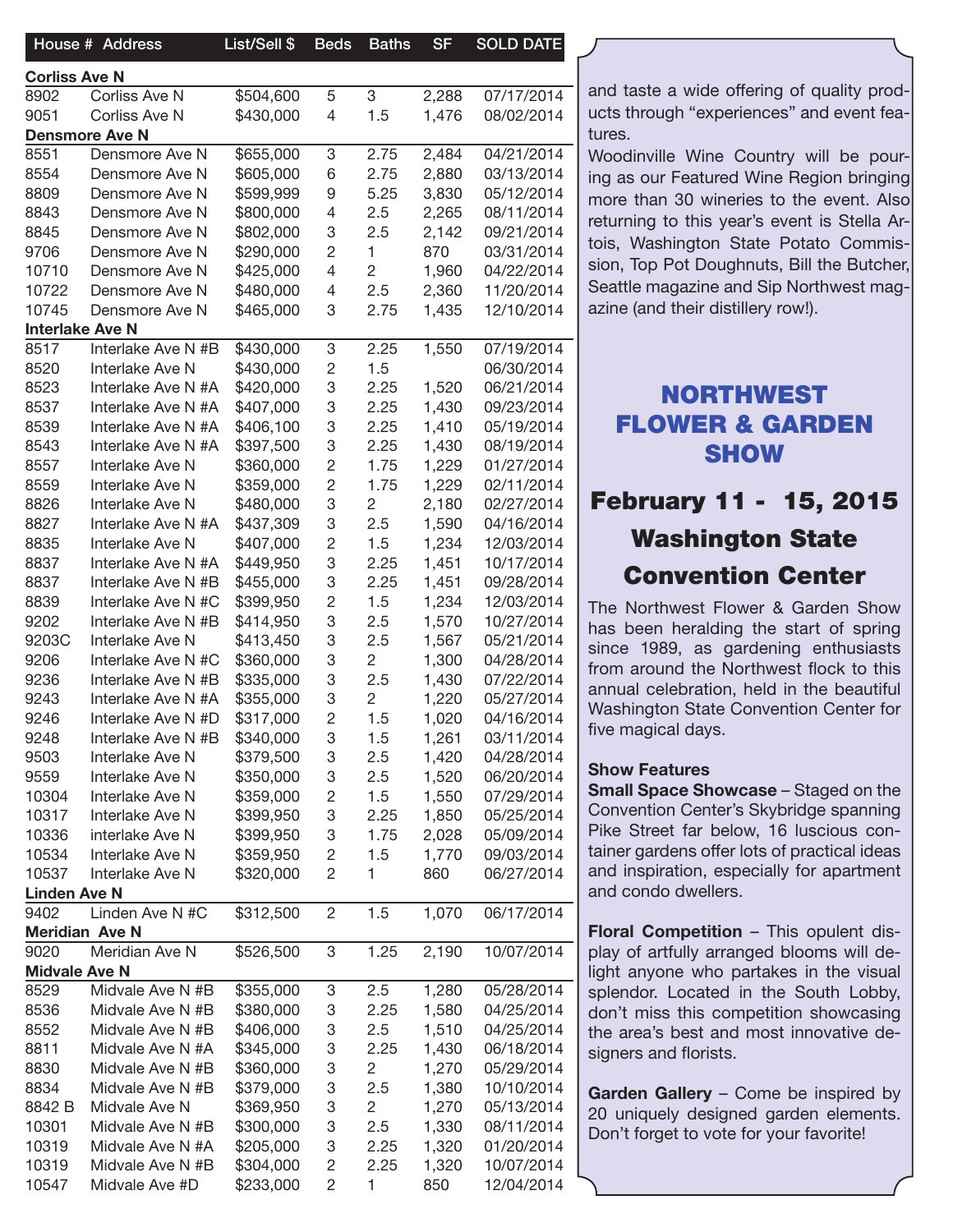| House # | Address | List/Sell $ | Beds | Baths | SF | SOLD DATE |
|---|---|---|---|---|---|---|
| **Corliss Ave N** | | | | | | |
| 8902 | Corliss Ave N | $504,600 | 5 | 3 | 2,288 | 07/17/2014 |
| 9051 | Corliss Ave N | $430,000 | 4 | 1.5 | 1,476 | 08/02/2014 |
| **Densmore Ave N** | | | | | | |
| 8551 | Densmore Ave N | $655,000 | 3 | 2.75 | 2,484 | 04/21/2014 |
| 8554 | Densmore Ave N | $605,000 | 6 | 2.75 | 2,880 | 03/13/2014 |
| 8809 | Densmore Ave N | $599,999 | 9 | 5.25 | 3,830 | 05/12/2014 |
| 8843 | Densmore Ave N | $800,000 | 4 | 2.5 | 2,265 | 08/11/2014 |
| 8845 | Densmore Ave N | $802,000 | 3 | 2.5 | 2,142 | 09/21/2014 |
| 9706 | Densmore Ave N | $290,000 | 2 | 1 | 870 | 03/31/2014 |
| 10710 | Densmore Ave N | $425,000 | 4 | 2 | 1,960 | 04/22/2014 |
| 10722 | Densmore Ave N | $480,000 | 4 | 2.5 | 2,360 | 11/20/2014 |
| 10745 | Densmore Ave N | $465,000 | 3 | 2.75 | 1,435 | 12/10/2014 |
| **Interlake Ave N** | | | | | | |
| 8517 | Interlake Ave N #B | $430,000 | 3 | 2.25 | 1,550 | 07/19/2014 |
| 8520 | Interlake Ave N | $430,000 | 2 | 1.5 | | 06/30/2014 |
| 8523 | Interlake Ave N #A | $420,000 | 3 | 2.25 | 1,520 | 06/21/2014 |
| 8537 | Interlake Ave N #A | $407,000 | 3 | 2.25 | 1,430 | 09/23/2014 |
| 8539 | Interlake Ave N #A | $406,100 | 3 | 2.25 | 1,410 | 05/19/2014 |
| 8543 | Interlake Ave N #A | $397,500 | 3 | 2.25 | 1,430 | 08/19/2014 |
| 8557 | Interlake Ave N | $360,000 | 2 | 1.75 | 1,229 | 01/27/2014 |
| 8559 | Interlake Ave N | $359,000 | 2 | 1.75 | 1,229 | 02/11/2014 |
| 8826 | Interlake Ave N | $480,000 | 3 | 2 | 2,180 | 02/27/2014 |
| 8827 | Interlake Ave N #A | $437,309 | 3 | 2.5 | 1,590 | 04/16/2014 |
| 8835 | Interlake Ave N | $407,000 | 2 | 1.5 | 1,234 | 12/03/2014 |
| 8837 | Interlake Ave N #A | $449,950 | 3 | 2.25 | 1,451 | 10/17/2014 |
| 8837 | Interlake Ave N #B | $455,000 | 3 | 2.25 | 1,451 | 09/28/2014 |
| 8839 | Interlake Ave N #C | $399,950 | 2 | 1.5 | 1,234 | 12/03/2014 |
| 9202 | Interlake Ave N #B | $414,950 | 3 | 2.5 | 1,570 | 10/27/2014 |
| 9203C | Interlake Ave N | $413,450 | 3 | 2.5 | 1,567 | 05/21/2014 |
| 9206 | Interlake Ave N #C | $360,000 | 3 | 2 | 1,300 | 04/28/2014 |
| 9236 | Interlake Ave N #B | $335,000 | 3 | 2.5 | 1,430 | 07/22/2014 |
| 9243 | Interlake Ave N #A | $355,000 | 3 | 2 | 1,220 | 05/27/2014 |
| 9246 | Interlake Ave N #D | $317,000 | 2 | 1.5 | 1,020 | 04/16/2014 |
| 9248 | Interlake Ave N #B | $340,000 | 3 | 1.5 | 1,261 | 03/11/2014 |
| 9503 | Interlake Ave N | $379,500 | 3 | 2.5 | 1,420 | 04/28/2014 |
| 9559 | Interlake Ave N | $350,000 | 3 | 2.5 | 1,520 | 06/20/2014 |
| 10304 | Interlake Ave N | $359,000 | 2 | 1.5 | 1,550 | 07/29/2014 |
| 10317 | Interlake Ave N | $399,950 | 3 | 2.25 | 1,850 | 05/25/2014 |
| 10336 | interlake Ave N | $399,950 | 3 | 1.75 | 2,028 | 05/09/2014 |
| 10534 | Interlake Ave N | $359,950 | 2 | 1.5 | 1,770 | 09/03/2014 |
| 10537 | Interlake Ave N | $320,000 | 2 | 1 | 860 | 06/27/2014 |
| **Linden Ave N** | | | | | | |
| 9402 | Linden Ave N #C | $312,500 | 2 | 1.5 | 1,070 | 06/17/2014 |
| **Meridian Ave N** | | | | | | |
| 9020 | Meridian Ave N | $526,500 | 3 | 1.25 | 2,190 | 10/07/2014 |
| **Midvale Ave N** | | | | | | |
| 8529 | Midvale Ave N #B | $355,000 | 3 | 2.5 | 1,280 | 05/28/2014 |
| 8536 | Midvale Ave N #B | $380,000 | 3 | 2.25 | 1,580 | 04/25/2014 |
| 8552 | Midvale Ave N #B | $406,000 | 3 | 2.5 | 1,510 | 04/25/2014 |
| 8811 | Midvale Ave N #A | $345,000 | 3 | 2.25 | 1,430 | 06/18/2014 |
| 8830 | Midvale Ave N #B | $360,000 | 3 | 2 | 1,270 | 05/29/2014 |
| 8834 | Midvale Ave N #B | $379,000 | 3 | 2.5 | 1,380 | 10/10/2014 |
| 8842 B | Midvale Ave N | $369,950 | 3 | 2 | 1,270 | 05/13/2014 |
| 10301 | Midvale Ave N #B | $300,000 | 3 | 2.5 | 1,330 | 08/11/2014 |
| 10319 | Midvale Ave N #A | $205,000 | 3 | 2.25 | 1,320 | 01/20/2014 |
| 10319 | Midvale Ave N #B | $304,000 | 2 | 2.25 | 1,320 | 10/07/2014 |
| 10547 | Midvale Ave #D | $233,000 | 2 | 1 | 850 | 12/04/2014 |

and taste a wide offering of quality products through "experiences" and event features.

Woodinville Wine Country will be pouring as our Featured Wine Region bringing more than 30 wineries to the event. Also returning to this year's event is Stella Artois, Washington State Potato Commission, Top Pot Doughnuts, Bill the Butcher, Seattle magazine and Sip Northwest magazine (and their distillery row!).

## NORTHWEST FLOWER & GARDEN SHOW

## February 11 - 15, 2015 Washington State Convention Center

The Northwest Flower & Garden Show has been heralding the start of spring since 1989, as gardening enthusiasts from around the Northwest flock to this annual celebration, held in the beautiful Washington State Convention Center for five magical days.

**Show Features**

**Small Space Showcase** – Staged on the Convention Center's Skybridge spanning Pike Street far below, 16 luscious container gardens offer lots of practical ideas and inspiration, especially for apartment and condo dwellers.

**Floral Competition** – This opulent display of artfully arranged blooms will delight anyone who partakes in the visual splendor. Located in the South Lobby, don't miss this competition showcasing the area's best and most innovative designers and florists.

**Garden Gallery** – Come be inspired by 20 uniquely designed garden elements. Don't forget to vote for your favorite!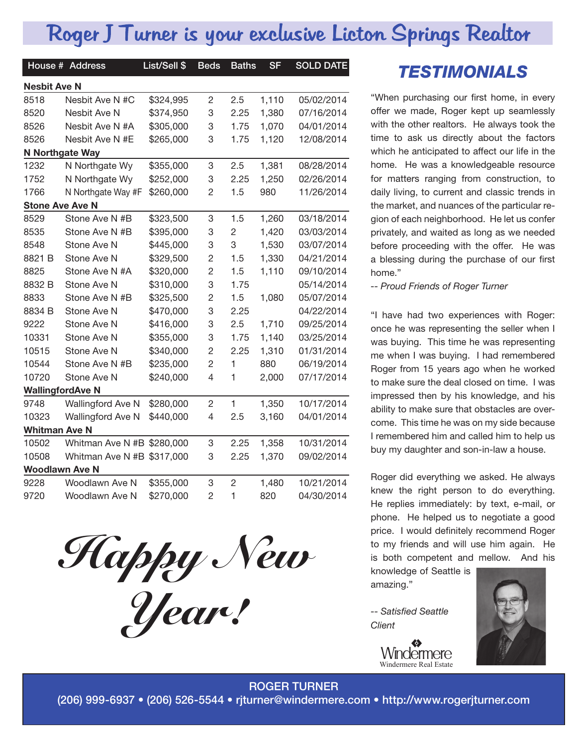# Roger J Turner is your exclusive Licton Springs Realtor

| House # | Address | List/Sell $ | Beds | Baths | SF | SOLD DATE |
|---|---|---|---|---|---|---|
| **Nesbit Ave N** | | | | | | |
| 8518 | Nesbit Ave N #C | $324,995 | 2 | 2.5 | 1,110 | 05/02/2014 |
| 8520 | Nesbit Ave N | $374,950 | 3 | 2.25 | 1,380 | 07/16/2014 |
| 8526 | Nesbit Ave N #A | $305,000 | 3 | 1.75 | 1,070 | 04/01/2014 |
| 8526 | Nesbit Ave N #E | $265,000 | 3 | 1.75 | 1,120 | 12/08/2014 |
| **N Northgate Way** | | | | | | |
| 1232 | N Northgate Wy | $355,000 | 3 | 2.5 | 1,381 | 08/28/2014 |
| 1752 | N Northgate Wy | $252,000 | 3 | 2.25 | 1,250 | 02/26/2014 |
| 1766 | N Northgate Way #F | $260,000 | 2 | 1.5 | 980 | 11/26/2014 |
| **Stone Ave Ave N** | | | | | | |
| 8529 | Stone Ave N #B | $323,500 | 3 | 1.5 | 1,260 | 03/18/2014 |
| 8535 | Stone Ave N #B | $395,000 | 3 | 2 | 1,420 | 03/03/2014 |
| 8548 | Stone Ave N | $445,000 | 3 | 3 | 1,530 | 03/07/2014 |
| 8821 B | Stone Ave N | $329,500 | 2 | 1.5 | 1,330 | 04/21/2014 |
| 8825 | Stone Ave N #A | $320,000 | 2 | 1.5 | 1,110 | 09/10/2014 |
| 8832 B | Stone Ave N | $310,000 | 3 | 1.75 | | 05/14/2014 |
| 8833 | Stone Ave N #B | $325,500 | 2 | 1.5 | 1,080 | 05/07/2014 |
| 8834 B | Stone Ave N | $470,000 | 3 | 2.25 | | 04/22/2014 |
| 9222 | Stone Ave N | $416,000 | 3 | 2.5 | 1,710 | 09/25/2014 |
| 10331 | Stone Ave N | $355,000 | 3 | 1.75 | 1,140 | 03/25/2014 |
| 10515 | Stone Ave N | $340,000 | 2 | 2.25 | 1,310 | 01/31/2014 |
| 10544 | Stone Ave N #B | $235,000 | 2 | 1 | 880 | 06/19/2014 |
| 10720 | Stone Ave N | $240,000 | 4 | 1 | 2,000 | 07/17/2014 |
| **WallingfordAve N** | | | | | | |
| 9748 | Wallingford Ave N | $280,000 | 2 | 1 | 1,350 | 10/17/2014 |
| 10323 | Wallingford Ave N | $440,000 | 4 | 2.5 | 3,160 | 04/01/2014 |
| **Whitman Ave N** | | | | | | |
| 10502 | Whitman Ave N #B | $280,000 | 3 | 2.25 | 1,358 | 10/31/2014 |
| 10508 | Whitman Ave N #B | $317,000 | 3 | 2.25 | 1,370 | 09/02/2014 |
| **Woodlawn Ave N** | | | | | | |
| 9228 | Woodlawn Ave N | $355,000 | 3 | 2 | 1,480 | 10/21/2014 |
| 9720 | Woodlawn Ave N | $270,000 | 2 | 1 | 820 | 04/30/2014 |

*Happy New Year!*

## TESTIMONIALS

"When purchasing our first home, in every offer we made, Roger kept up seamlessly with the other realtors. He always took the time to ask us directly about the factors which he anticipated to affect our life in the home. He was a knowledgeable resource for matters ranging from construction, to daily living, to current and classic trends in the market, and nuances of the particular region of each neighborhood. He let us confer privately, and waited as long as we needed before proceeding with the offer. He was a blessing during the purchase of our first home."

*-- Proud Friends of Roger Turner*

"I have had two experiences with Roger: once he was representing the seller when I was buying. This time he was representing me when I was buying. I had remembered Roger from 15 years ago when he worked to make sure the deal closed on time. I was impressed then by his knowledge, and his ability to make sure that obstacles are overcome. This time he was on my side because I remembered him and called him to help us buy my daughter and son-in-law a house.

Roger did everything we asked. He always knew the right person to do everything. He replies immediately: by text, e-mail, or phone. He helped us to negotiate a good price. I would definitely recommend Roger to my friends and will use him again. He is both competent and mellow. And his knowledge of Seattle is amazing."

*-- Satisfied Seattle Client*

Windermere
Windermere Real Estate

**ROGER TURNER**
**(206) 999-6937 • (206) 526-5544 • rjturner@windermere.com • http://www.rogerjturner.com**